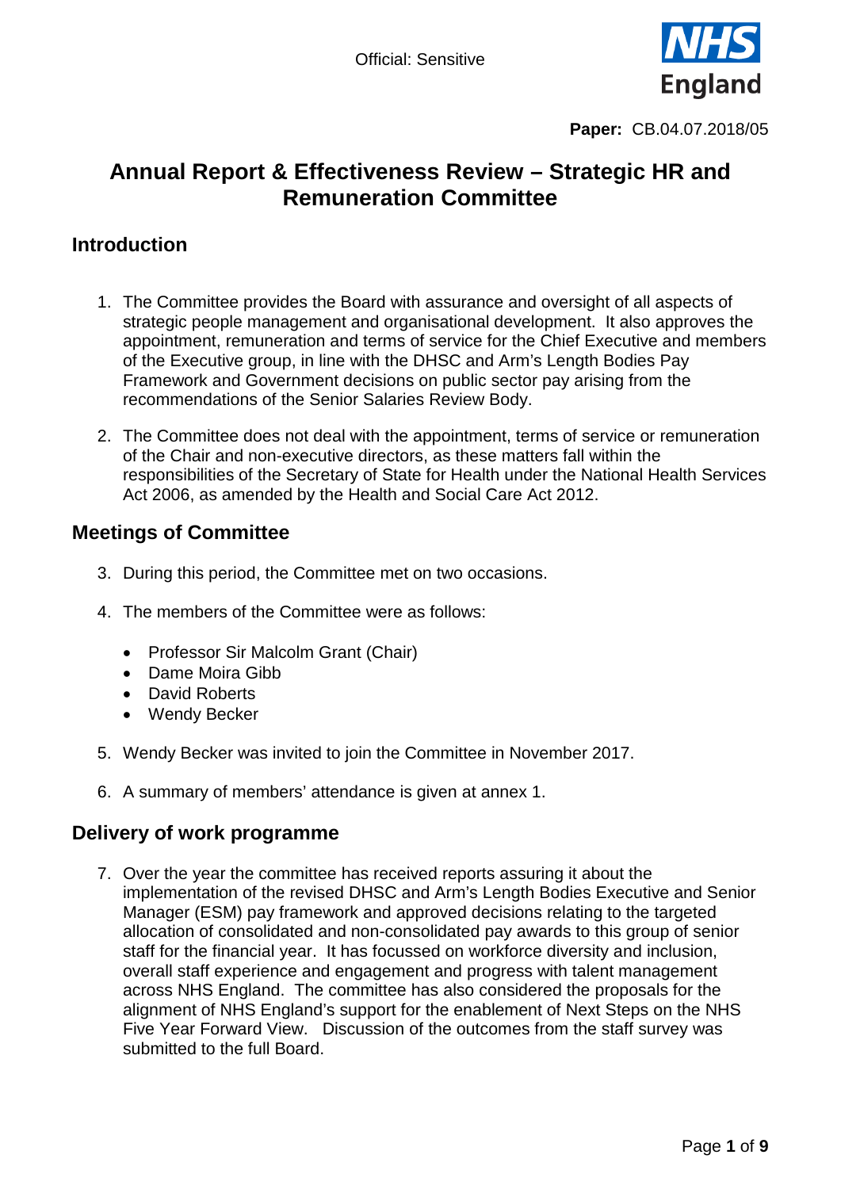Official: Sensitive

**Paper:** CB.04.07.2018/05

# Annual Report & Effectiveness Review – Strategic HR and Remuneration Committee

## Introduction

1. The Committee provides the Board with assurance and oversight of all aspects of strategic people management and organisational development. It also approves the appointment, remuneration and terms of service for the Chief Executive and members of the Executive group, in line with the DHSC and Arm's Length Bodies Pay Framework and Government decisions on public sector pay arising from the recommendations of the Senior Salaries Review Body.

2. The Committee does not deal with the appointment, terms of service or remuneration of the Chair and non-executive directors, as these matters fall within the responsibilities of the Secretary of State for Health under the National Health Services Act 2006, as amended by the Health and Social Care Act 2012.

## Meetings of Committee

3. During this period, the Committee met on two occasions.

4. The members of the Committee were as follows:

   - Professor Sir Malcolm Grant (Chair)
   - Dame Moira Gibb
   - David Roberts
   - Wendy Becker

5. Wendy Becker was invited to join the Committee in November 2017.

6. A summary of members' attendance is given at annex 1.

## Delivery of work programme

7. Over the year the committee has received reports assuring it about the implementation of the revised DHSC and Arm's Length Bodies Executive and Senior Manager (ESM) pay framework and approved decisions relating to the targeted allocation of consolidated and non-consolidated pay awards to this group of senior staff for the financial year. It has focussed on workforce diversity and inclusion, overall staff experience and engagement and progress with talent management across NHS England. The committee has also considered the proposals for the alignment of NHS England's support for the enablement of Next Steps on the NHS Five Year Forward View. Discussion of the outcomes from the staff survey was submitted to the full Board.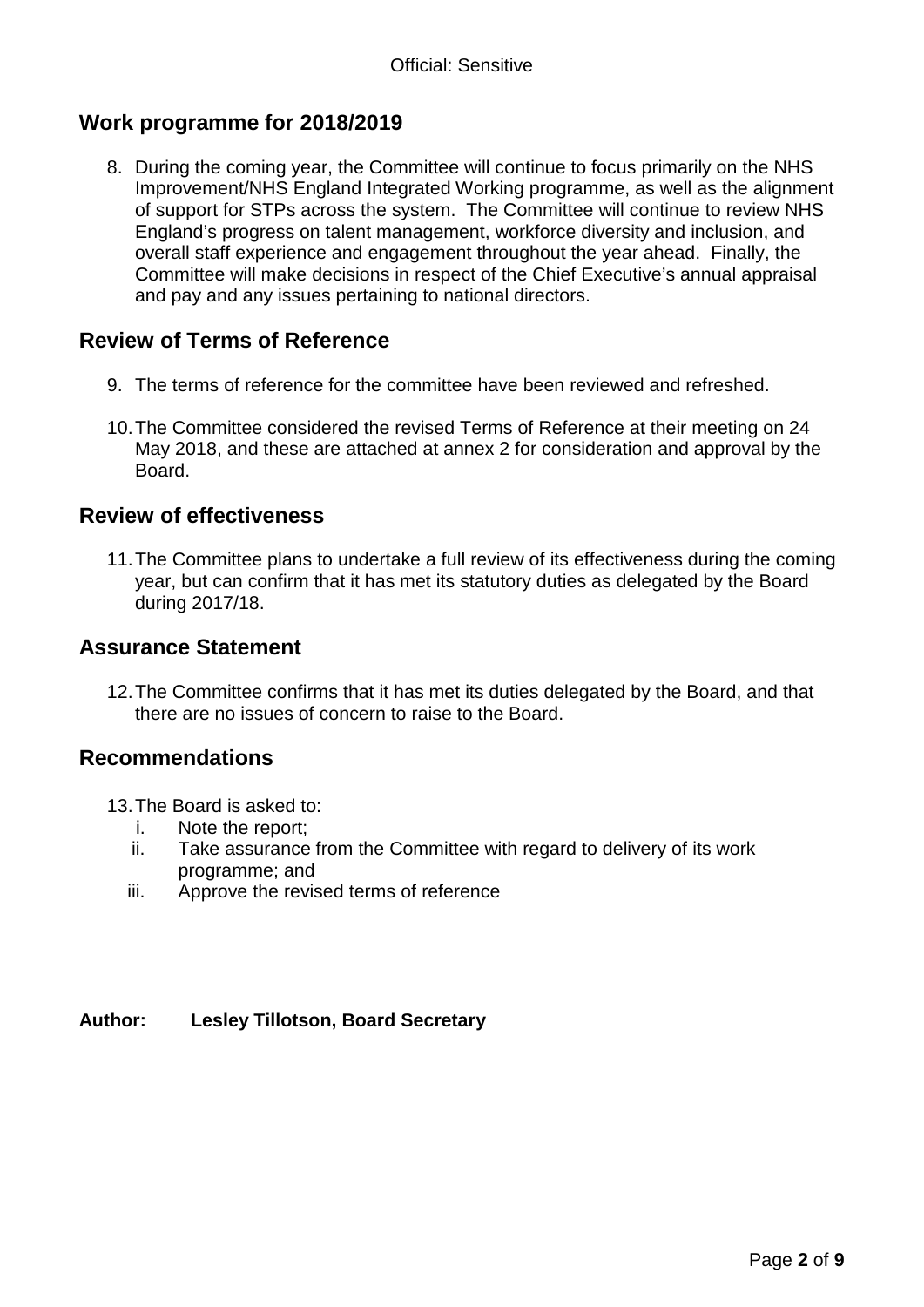## Work programme for 2018/2019

8. During the coming year, the Committee will continue to focus primarily on the NHS Improvement/NHS England Integrated Working programme, as well as the alignment of support for STPs across the system. The Committee will continue to review NHS England's progress on talent management, workforce diversity and inclusion, and overall staff experience and engagement throughout the year ahead. Finally, the Committee will make decisions in respect of the Chief Executive's annual appraisal and pay and any issues pertaining to national directors.

## Review of Terms of Reference

9. The terms of reference for the committee have been reviewed and refreshed.

10. The Committee considered the revised Terms of Reference at their meeting on 24 May 2018, and these are attached at annex 2 for consideration and approval by the Board.

## Review of effectiveness

11. The Committee plans to undertake a full review of its effectiveness during the coming year, but can confirm that it has met its statutory duties as delegated by the Board during 2017/18.

## Assurance Statement

12. The Committee confirms that it has met its duties delegated by the Board, and that there are no issues of concern to raise to the Board.

## Recommendations

13. The Board is asked to:
    i. Note the report;
    ii. Take assurance from the Committee with regard to delivery of its work programme; and
    iii. Approve the revised terms of reference

**Author: Lesley Tillotson, Board Secretary**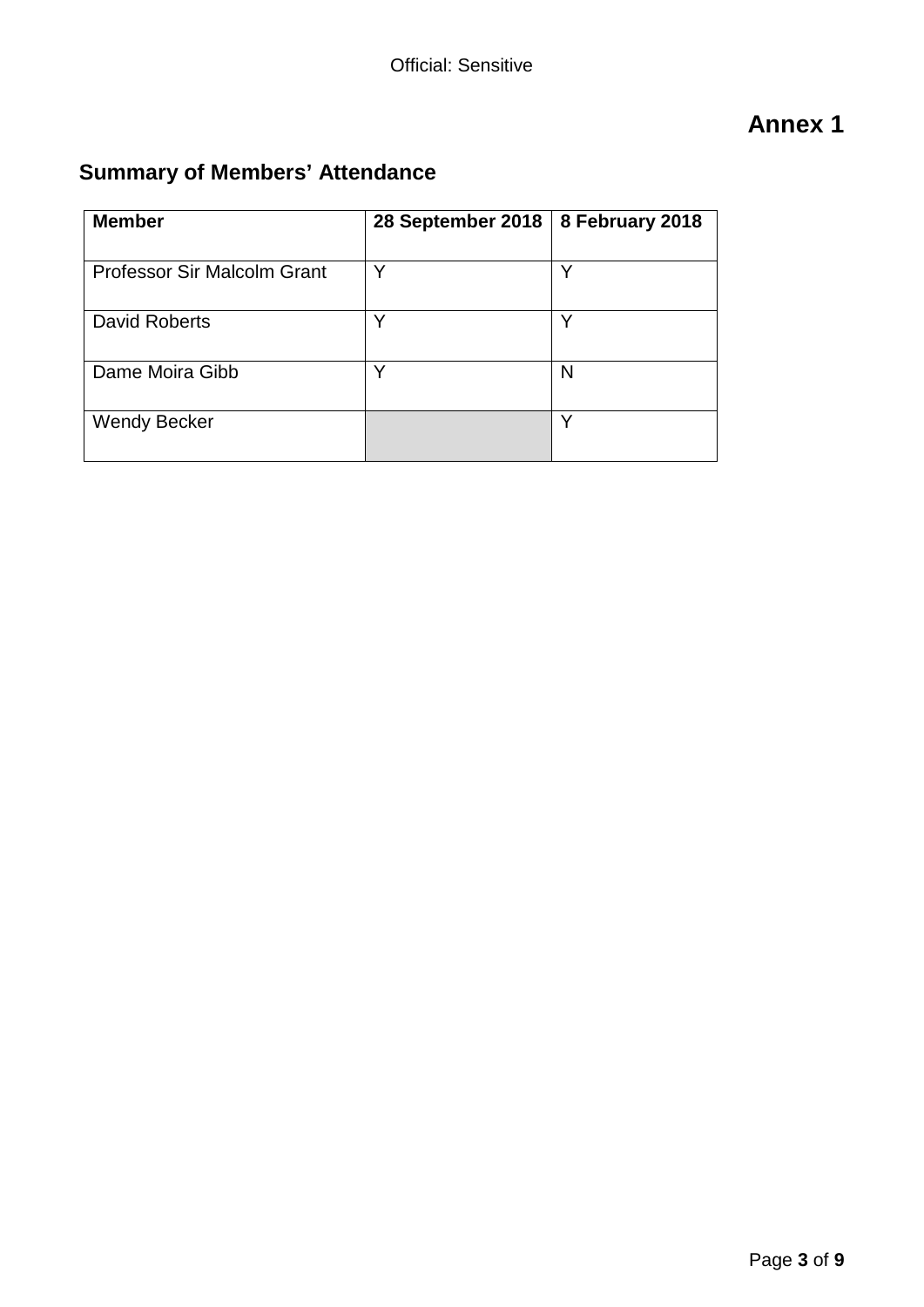# Annex 1

## Summary of Members' Attendance

| Member | 28 September 2018 | 8 February 2018 |
|---|---|---|
| Professor Sir Malcolm Grant | Y | Y |
| David Roberts | Y | Y |
| Dame Moira Gibb | Y | N |
| Wendy Becker | | Y |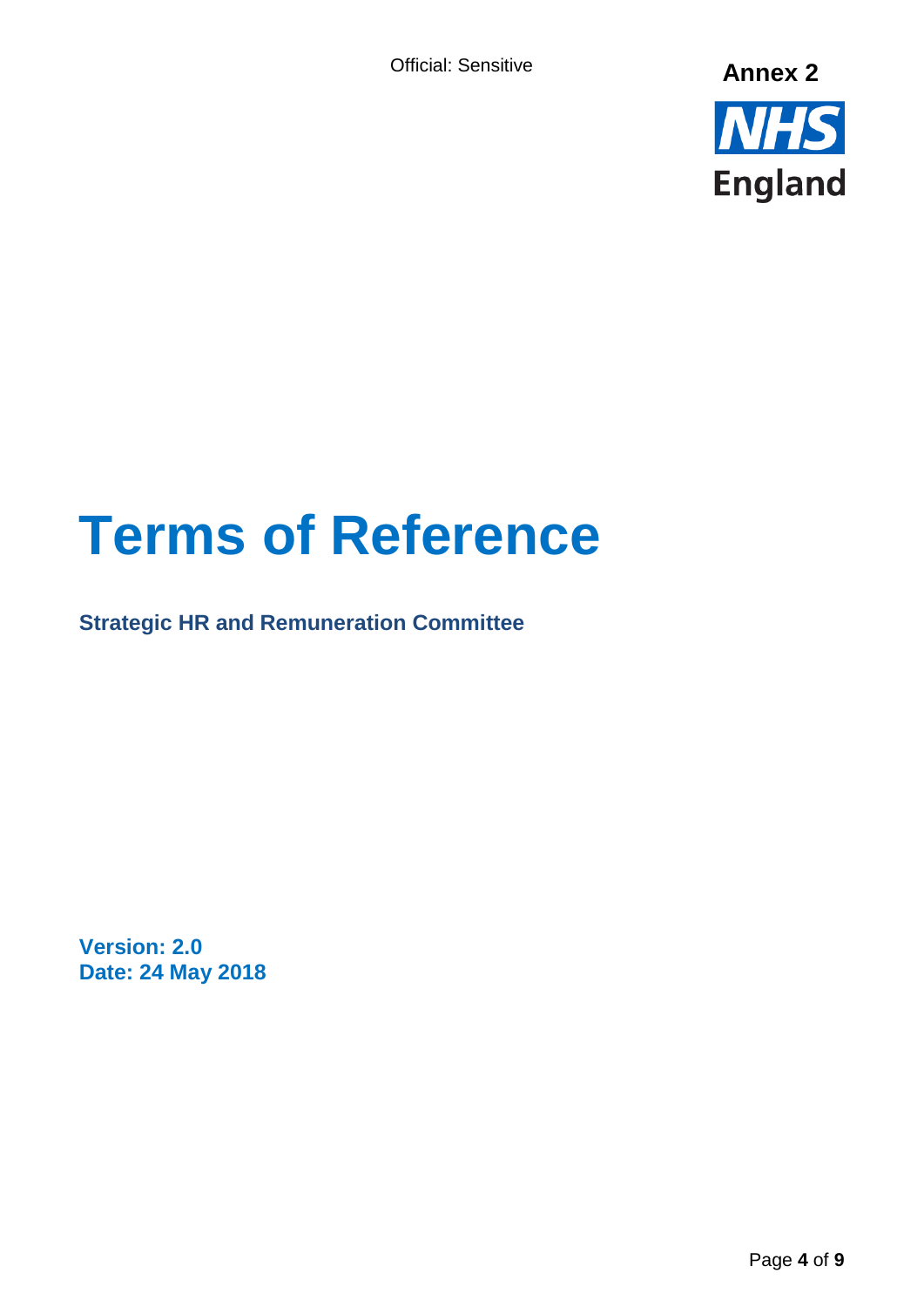Official: Sensitive

**Annex 2**

# Terms of Reference

## Strategic HR and Remuneration Committee

**Version: 2.0**
**Date: 24 May 2018**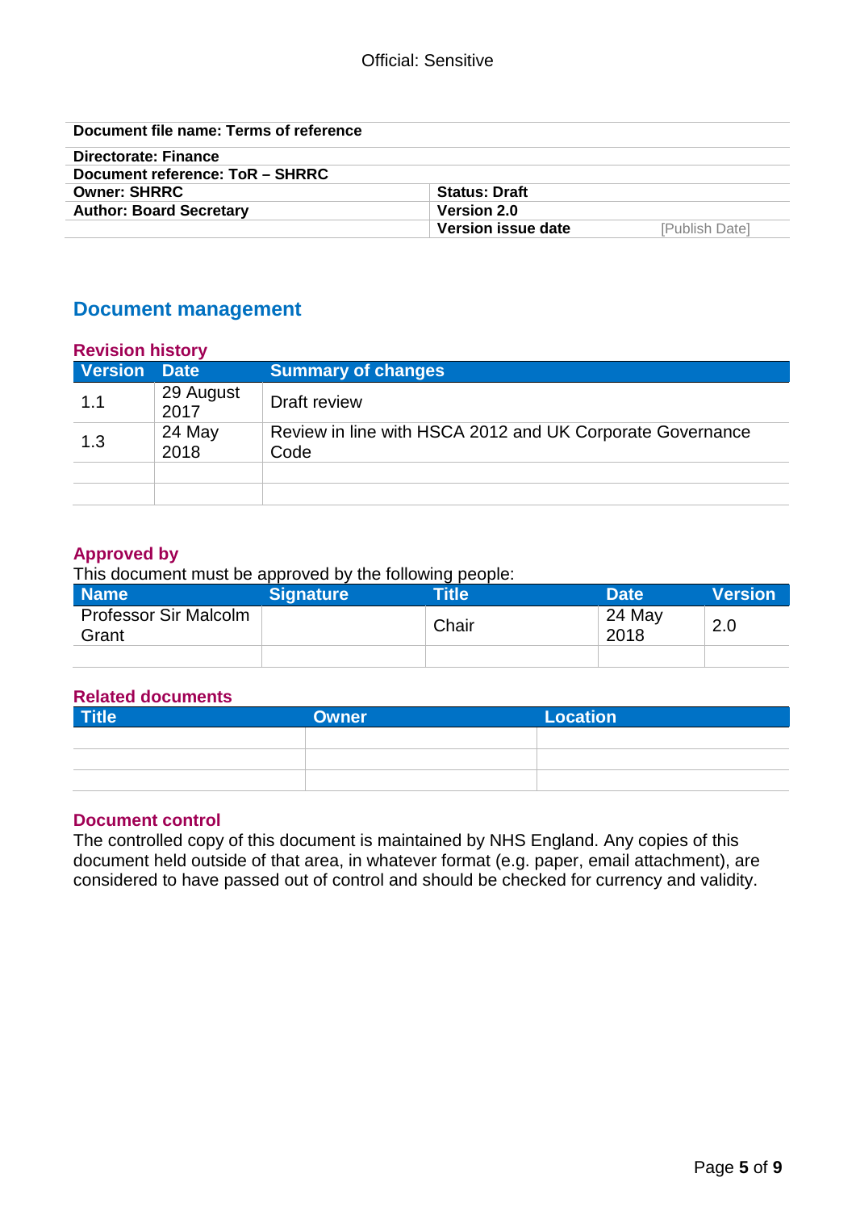Official: Sensitive

| Document file name: Terms of reference | | |
|---|---|---|
| Directorate: Finance | | |
| Document reference: ToR – SHRRC | | |
| Owner: SHRRC | Status: Draft | |
| Author: Board Secretary | Version 2.0 | |
| | Version issue date | [Publish Date] |

## Document management

### Revision history

| Version | Date | Summary of changes |
|---|---|---|
| 1.1 | 29 August 2017 | Draft review |
| 1.3 | 24 May 2018 | Review in line with HSCA 2012 and UK Corporate Governance Code |
| | | |
| | | |

### Approved by

This document must be approved by the following people:

| Name | Signature | Title | Date | Version |
|---|---|---|---|---|
| Professor Sir Malcolm Grant | | Chair | 24 May 2018 | 2.0 |
| | | | | |

### Related documents

| Title | Owner | Location |
|---|---|---|
| | | |
| | | |
| | | |

### Document control

The controlled copy of this document is maintained by NHS England. Any copies of this document held outside of that area, in whatever format (e.g. paper, email attachment), are considered to have passed out of control and should be checked for currency and validity.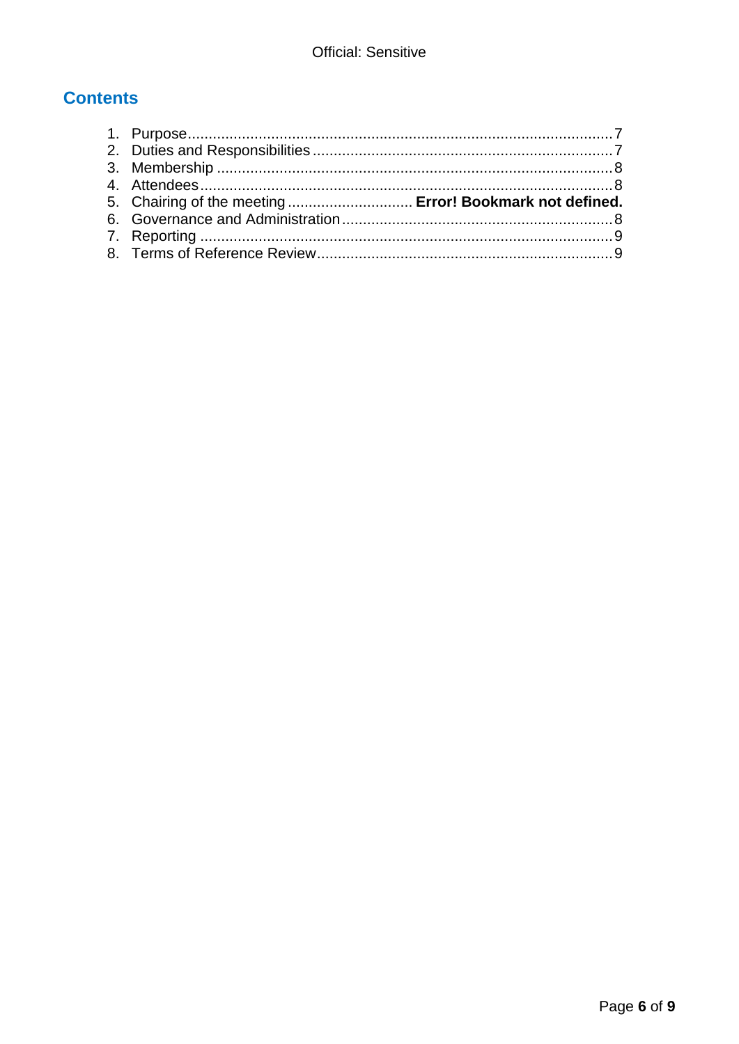## Contents

1. Purpose.....................................................................................................7
2. Duties and Responsibilities.......................................................................7
3. Membership ..............................................................................................8
4. Attendees..................................................................................................8
5. Chairing of the meeting ............................. **Error! Bookmark not defined.**
6. Governance and Administration.................................................................8
7. Reporting ..................................................................................................9
8. Terms of Reference Review......................................................................9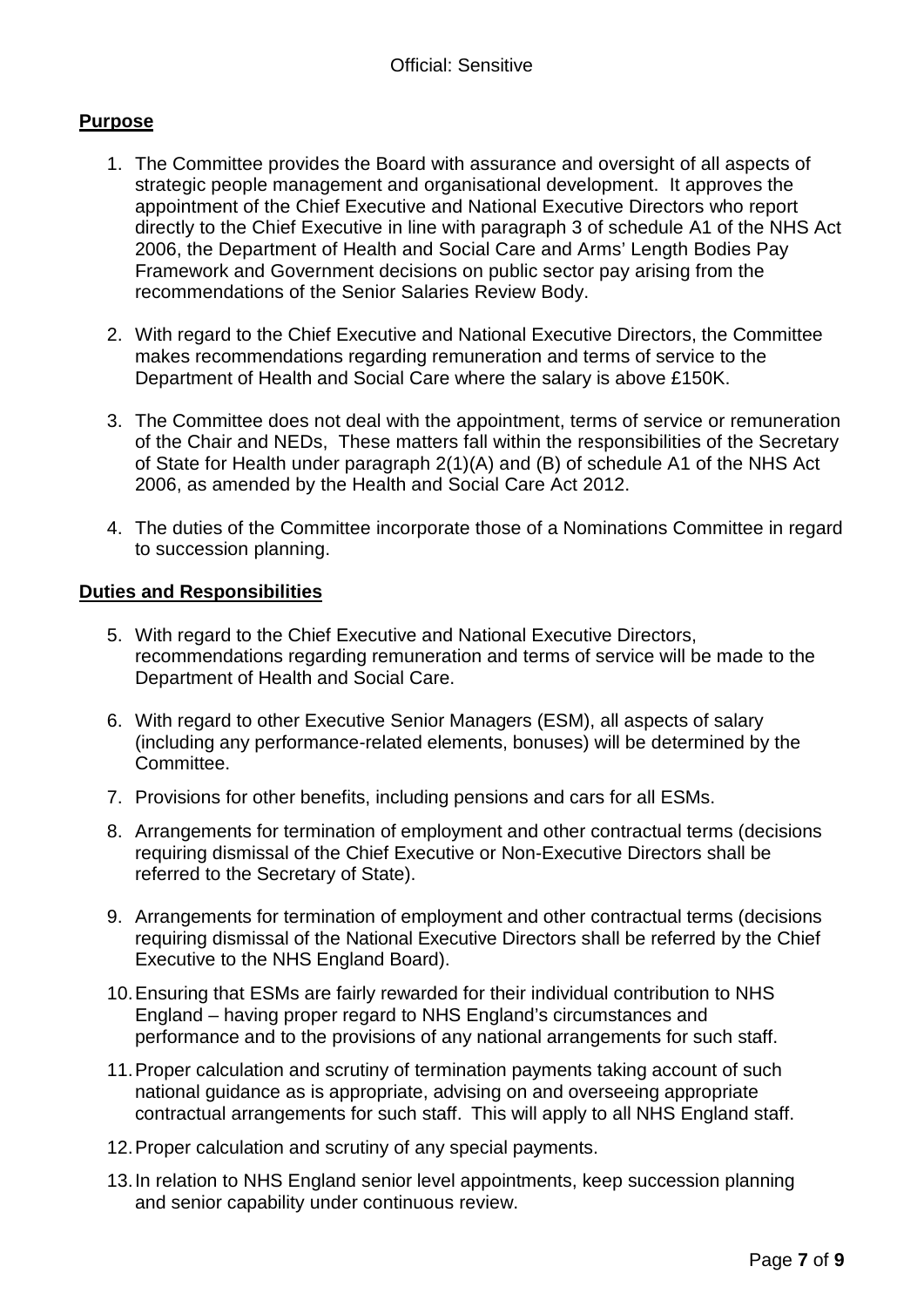## Purpose

1. The Committee provides the Board with assurance and oversight of all aspects of strategic people management and organisational development. It approves the appointment of the Chief Executive and National Executive Directors who report directly to the Chief Executive in line with paragraph 3 of schedule A1 of the NHS Act 2006, the Department of Health and Social Care and Arms' Length Bodies Pay Framework and Government decisions on public sector pay arising from the recommendations of the Senior Salaries Review Body.

2. With regard to the Chief Executive and National Executive Directors, the Committee makes recommendations regarding remuneration and terms of service to the Department of Health and Social Care where the salary is above £150K.

3. The Committee does not deal with the appointment, terms of service or remuneration of the Chair and NEDs, These matters fall within the responsibilities of the Secretary of State for Health under paragraph 2(1)(A) and (B) of schedule A1 of the NHS Act 2006, as amended by the Health and Social Care Act 2012.

4. The duties of the Committee incorporate those of a Nominations Committee in regard to succession planning.

## Duties and Responsibilities

5. With regard to the Chief Executive and National Executive Directors, recommendations regarding remuneration and terms of service will be made to the Department of Health and Social Care.

6. With regard to other Executive Senior Managers (ESM), all aspects of salary (including any performance-related elements, bonuses) will be determined by the Committee.

7. Provisions for other benefits, including pensions and cars for all ESMs.

8. Arrangements for termination of employment and other contractual terms (decisions requiring dismissal of the Chief Executive or Non-Executive Directors shall be referred to the Secretary of State).

9. Arrangements for termination of employment and other contractual terms (decisions requiring dismissal of the National Executive Directors shall be referred by the Chief Executive to the NHS England Board).

10. Ensuring that ESMs are fairly rewarded for their individual contribution to NHS England – having proper regard to NHS England's circumstances and performance and to the provisions of any national arrangements for such staff.

11. Proper calculation and scrutiny of termination payments taking account of such national guidance as is appropriate, advising on and overseeing appropriate contractual arrangements for such staff. This will apply to all NHS England staff.

12. Proper calculation and scrutiny of any special payments.

13. In relation to NHS England senior level appointments, keep succession planning and senior capability under continuous review.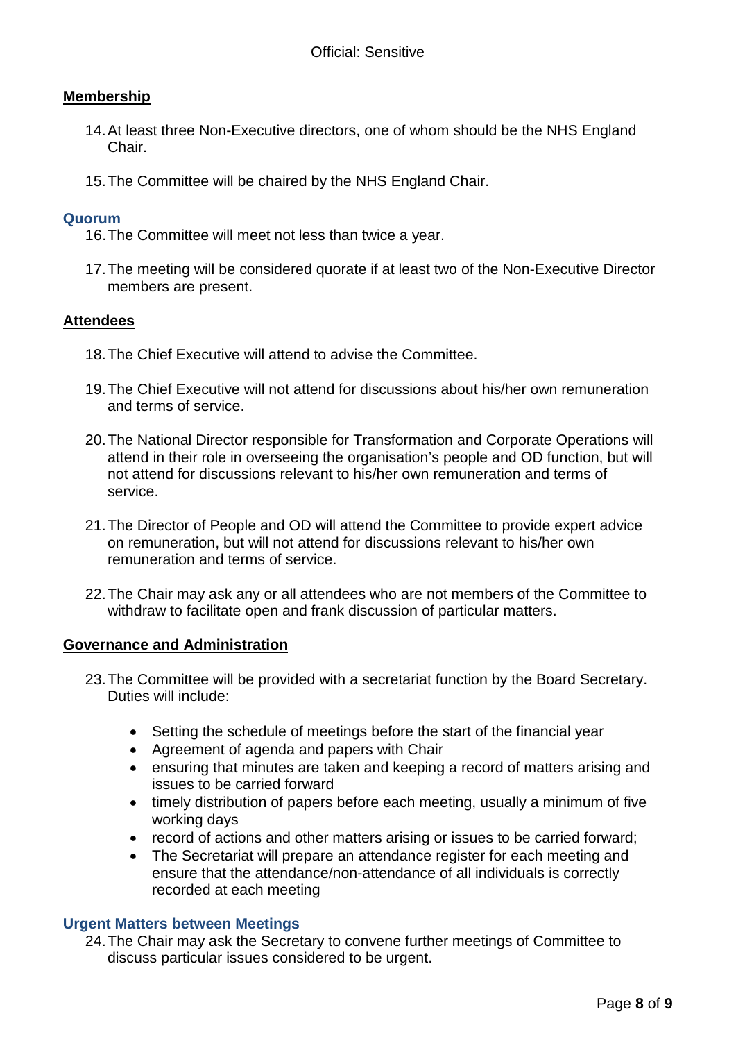## Membership

14. At least three Non-Executive directors, one of whom should be the NHS England Chair.

15. The Committee will be chaired by the NHS England Chair.

## Quorum

16. The Committee will meet not less than twice a year.

17. The meeting will be considered quorate if at least two of the Non-Executive Director members are present.

## Attendees

18. The Chief Executive will attend to advise the Committee.

19. The Chief Executive will not attend for discussions about his/her own remuneration and terms of service.

20. The National Director responsible for Transformation and Corporate Operations will attend in their role in overseeing the organisation's people and OD function, but will not attend for discussions relevant to his/her own remuneration and terms of service.

21. The Director of People and OD will attend the Committee to provide expert advice on remuneration, but will not attend for discussions relevant to his/her own remuneration and terms of service.

22. The Chair may ask any or all attendees who are not members of the Committee to withdraw to facilitate open and frank discussion of particular matters.

## Governance and Administration

23. The Committee will be provided with a secretariat function by the Board Secretary. Duties will include:

    - Setting the schedule of meetings before the start of the financial year
    - Agreement of agenda and papers with Chair
    - ensuring that minutes are taken and keeping a record of matters arising and issues to be carried forward
    - timely distribution of papers before each meeting, usually a minimum of five working days
    - record of actions and other matters arising or issues to be carried forward;
    - The Secretariat will prepare an attendance register for each meeting and ensure that the attendance/non-attendance of all individuals is correctly recorded at each meeting

## Urgent Matters between Meetings

24. The Chair may ask the Secretary to convene further meetings of Committee to discuss particular issues considered to be urgent.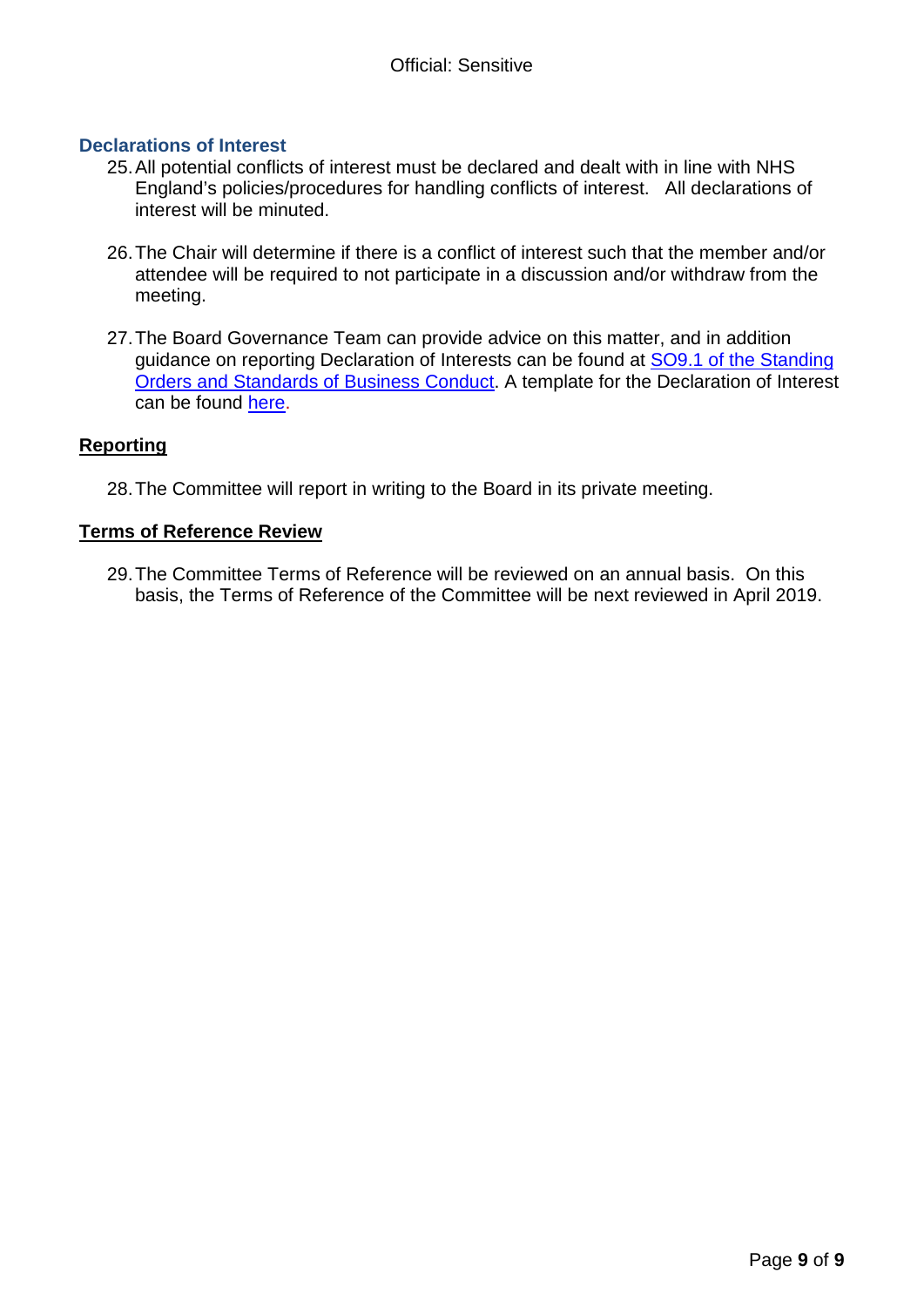### Declarations of Interest

25. All potential conflicts of interest must be declared and dealt with in line with NHS England's policies/procedures for handling conflicts of interest. All declarations of interest will be minuted.

26. The Chair will determine if there is a conflict of interest such that the member and/or attendee will be required to not participate in a discussion and/or withdraw from the meeting.

27. The Board Governance Team can provide advice on this matter, and in addition guidance on reporting Declaration of Interests can be found at SO9.1 of the Standing Orders and Standards of Business Conduct. A template for the Declaration of Interest can be found here.

### Reporting

28. The Committee will report in writing to the Board in its private meeting.

### Terms of Reference Review

29. The Committee Terms of Reference will be reviewed on an annual basis. On this basis, the Terms of Reference of the Committee will be next reviewed in April 2019.